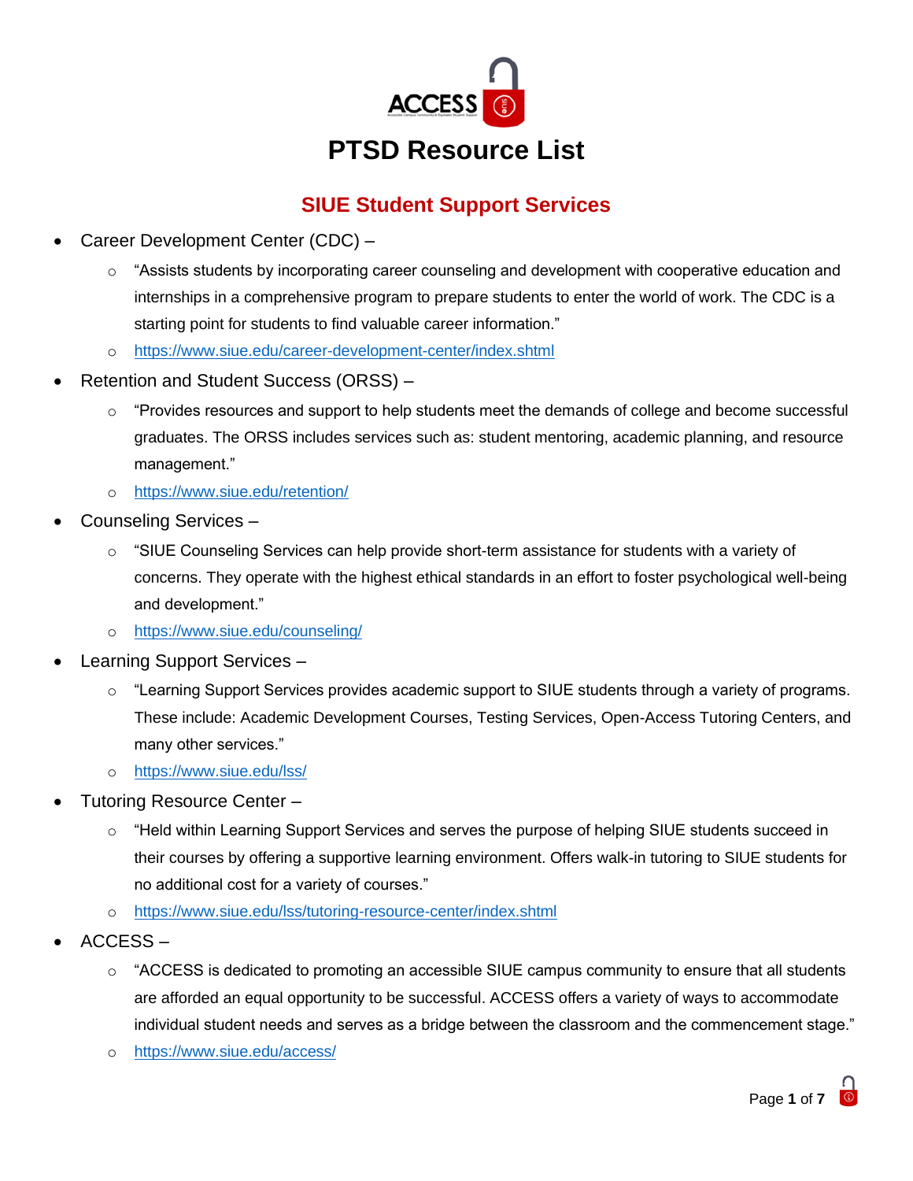# PTSD Resource List

## SIUE Student Support Services

- Career Development Center (CDC) –
  - "Assists students by incorporating career counseling and development with cooperative education and internships in a comprehensive program to prepare students to enter the world of work. The CDC is a starting point for students to find valuable career information."
  - https://www.siue.edu/career-development-center/index.shtml
- Retention and Student Success (ORSS) –
  - "Provides resources and support to help students meet the demands of college and become successful graduates. The ORSS includes services such as: student mentoring, academic planning, and resource management."
  - https://www.siue.edu/retention/
- Counseling Services –
  - "SIUE Counseling Services can help provide short-term assistance for students with a variety of concerns. They operate with the highest ethical standards in an effort to foster psychological well-being and development."
  - https://www.siue.edu/counseling/
- Learning Support Services –
  - "Learning Support Services provides academic support to SIUE students through a variety of programs. These include: Academic Development Courses, Testing Services, Open-Access Tutoring Centers, and many other services."
  - https://www.siue.edu/lss/
- Tutoring Resource Center –
  - "Held within Learning Support Services and serves the purpose of helping SIUE students succeed in their courses by offering a supportive learning environment. Offers walk-in tutoring to SIUE students for no additional cost for a variety of courses."
  - https://www.siue.edu/lss/tutoring-resource-center/index.shtml
- ACCESS –
  - "ACCESS is dedicated to promoting an accessible SIUE campus community to ensure that all students are afforded an equal opportunity to be successful. ACCESS offers a variety of ways to accommodate individual student needs and serves as a bridge between the classroom and the commencement stage."
  - https://www.siue.edu/access/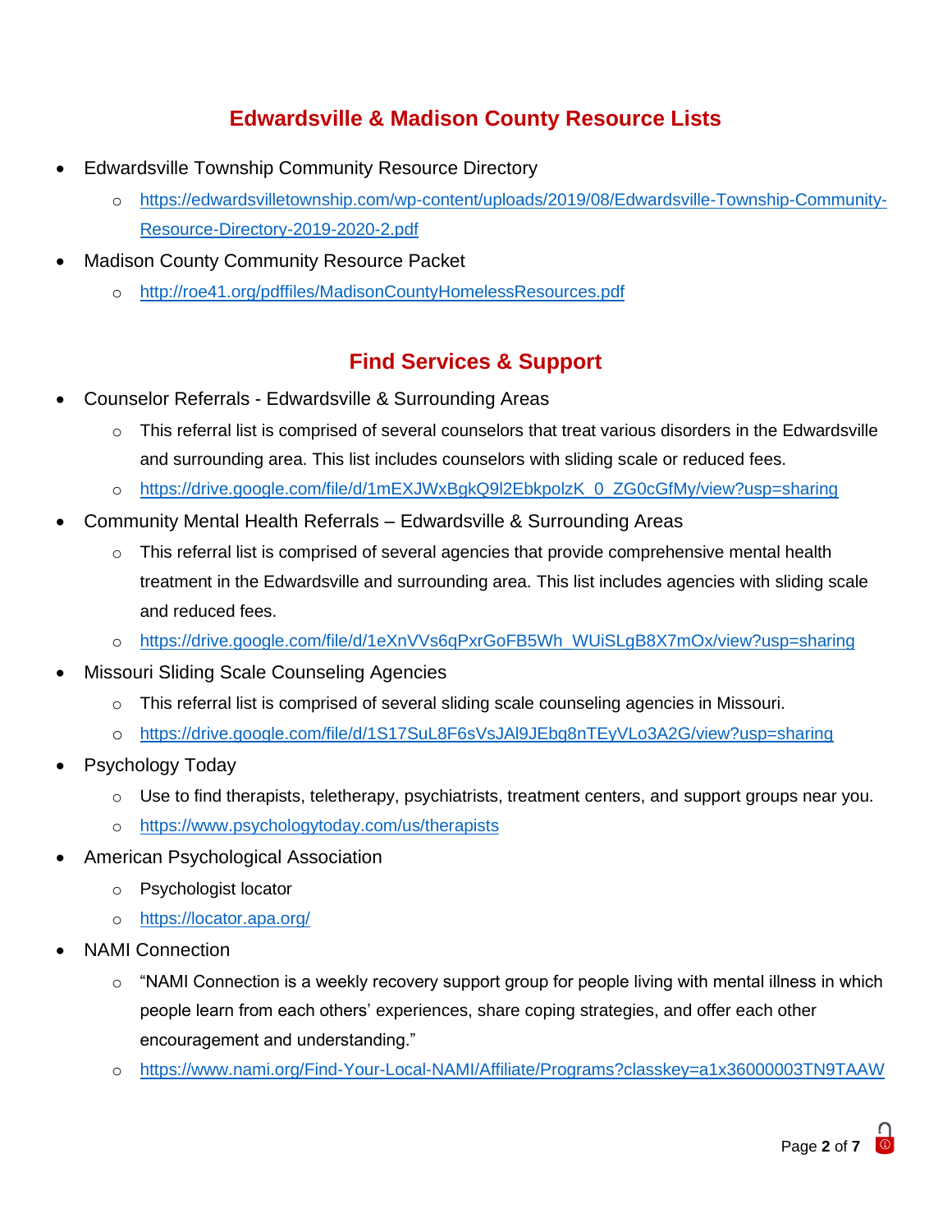## Edwardsville & Madison County Resource Lists

- Edwardsville Township Community Resource Directory
    - https://edwardsvilletownship.com/wp-content/uploads/2019/08/Edwardsville-Township-Community-Resource-Directory-2019-2020-2.pdf
- Madison County Community Resource Packet
    - http://roe41.org/pdffiles/MadisonCountyHomelessResources.pdf

## Find Services & Support

- Counselor Referrals - Edwardsville & Surrounding Areas
    - This referral list is comprised of several counselors that treat various disorders in the Edwardsville and surrounding area. This list includes counselors with sliding scale or reduced fees.
    - https://drive.google.com/file/d/1mEXJWxBgkQ9l2EbkpolzK_0_ZG0cGfMy/view?usp=sharing
- Community Mental Health Referrals – Edwardsville & Surrounding Areas
    - This referral list is comprised of several agencies that provide comprehensive mental health treatment in the Edwardsville and surrounding area. This list includes agencies with sliding scale and reduced fees.
    - https://drive.google.com/file/d/1eXnVVs6qPxrGoFB5Wh_WUiSLgB8X7mOx/view?usp=sharing
- Missouri Sliding Scale Counseling Agencies
    - This referral list is comprised of several sliding scale counseling agencies in Missouri.
    - https://drive.google.com/file/d/1S17SuL8F6sVsJAl9JEbq8nTEyVLo3A2G/view?usp=sharing
- Psychology Today
    - Use to find therapists, teletherapy, psychiatrists, treatment centers, and support groups near you.
    - https://www.psychologytoday.com/us/therapists
- American Psychological Association
    - Psychologist locator
    - https://locator.apa.org/
- NAMI Connection
    - "NAMI Connection is a weekly recovery support group for people living with mental illness in which people learn from each others' experiences, share coping strategies, and offer each other encouragement and understanding."
    - https://www.nami.org/Find-Your-Local-NAMI/Affiliate/Programs?classkey=a1x36000003TN9TAAW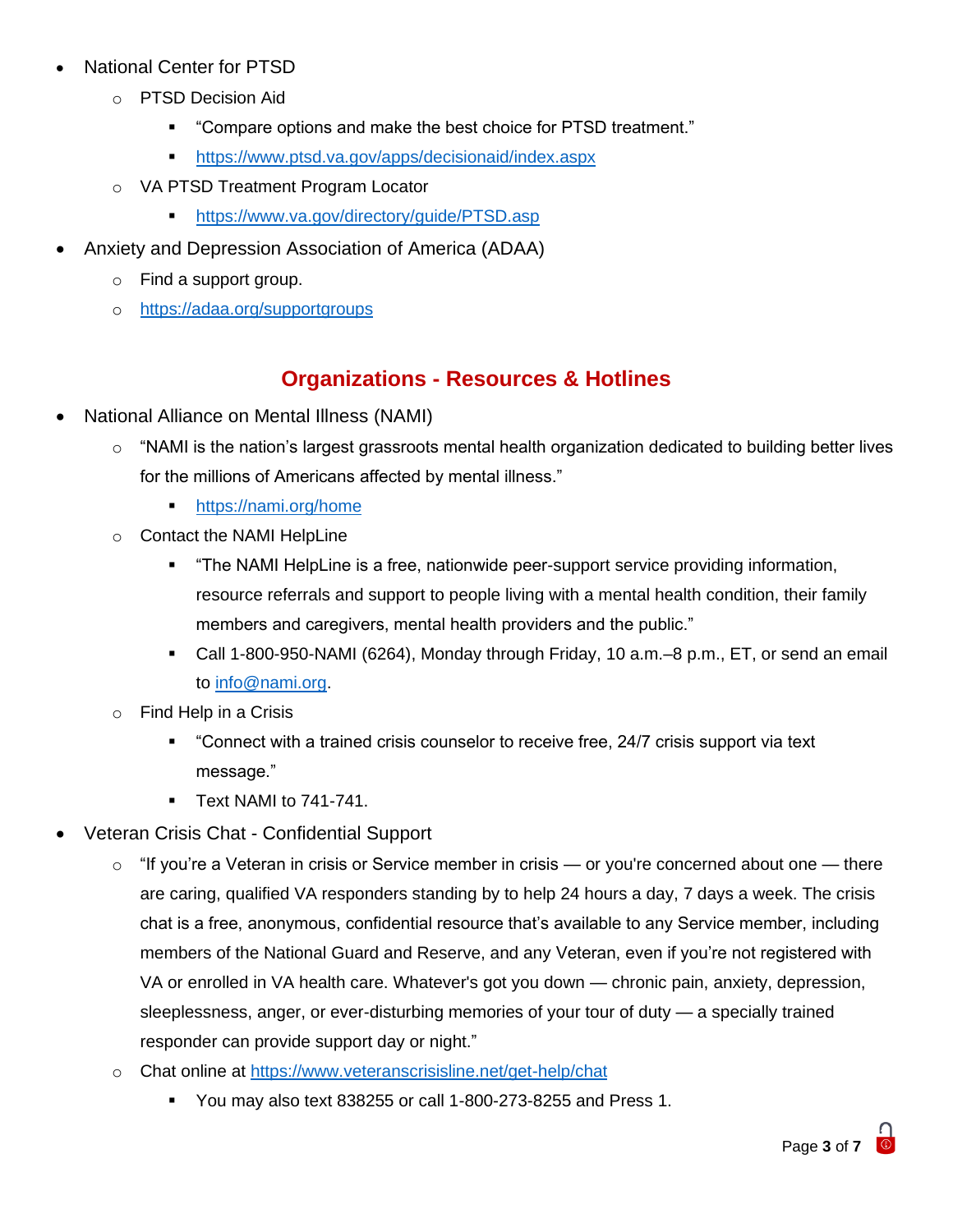- National Center for PTSD
  - PTSD Decision Aid
    - "Compare options and make the best choice for PTSD treatment."
    - https://www.ptsd.va.gov/apps/decisionaid/index.aspx
  - VA PTSD Treatment Program Locator
    - https://www.va.gov/directory/guide/PTSD.asp
- Anxiety and Depression Association of America (ADAA)
  - Find a support group.
  - https://adaa.org/supportgroups

## Organizations - Resources & Hotlines

- National Alliance on Mental Illness (NAMI)
  - "NAMI is the nation's largest grassroots mental health organization dedicated to building better lives for the millions of Americans affected by mental illness."
    - https://nami.org/home
  - Contact the NAMI HelpLine
    - "The NAMI HelpLine is a free, nationwide peer-support service providing information, resource referrals and support to people living with a mental health condition, their family members and caregivers, mental health providers and the public."
    - Call 1-800-950-NAMI (6264), Monday through Friday, 10 a.m.–8 p.m., ET, or send an email to info@nami.org.
  - Find Help in a Crisis
    - "Connect with a trained crisis counselor to receive free, 24/7 crisis support via text message."
    - Text NAMI to 741-741.
- Veteran Crisis Chat - Confidential Support
  - "If you're a Veteran in crisis or Service member in crisis — or you're concerned about one — there are caring, qualified VA responders standing by to help 24 hours a day, 7 days a week. The crisis chat is a free, anonymous, confidential resource that's available to any Service member, including members of the National Guard and Reserve, and any Veteran, even if you're not registered with VA or enrolled in VA health care. Whatever's got you down — chronic pain, anxiety, depression, sleeplessness, anger, or ever-disturbing memories of your tour of duty — a specially trained responder can provide support day or night."
  - Chat online at https://www.veteranscrisisline.net/get-help/chat
    - You may also text 838255 or call 1-800-273-8255 and Press 1.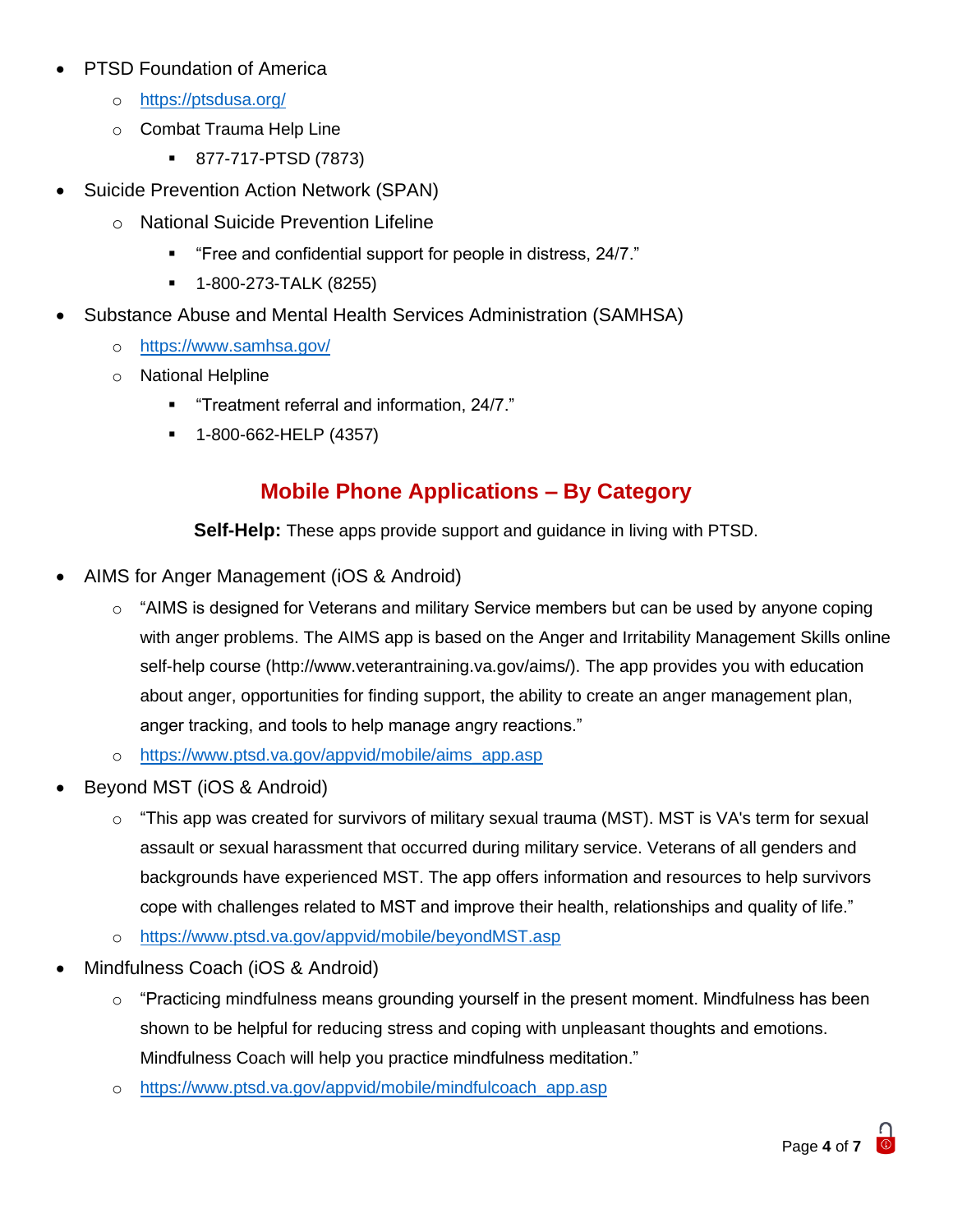- PTSD Foundation of America
  - https://ptsdusa.org/
  - Combat Trauma Help Line
    - 877-717-PTSD (7873)
- Suicide Prevention Action Network (SPAN)
  - National Suicide Prevention Lifeline
    - "Free and confidential support for people in distress, 24/7."
    - 1-800-273-TALK (8255)
- Substance Abuse and Mental Health Services Administration (SAMHSA)
  - https://www.samhsa.gov/
  - National Helpline
    - "Treatment referral and information, 24/7."
    - 1-800-662-HELP (4357)

## Mobile Phone Applications – By Category

**Self-Help:** These apps provide support and guidance in living with PTSD.

- AIMS for Anger Management (iOS & Android)
  - "AIMS is designed for Veterans and military Service members but can be used by anyone coping with anger problems. The AIMS app is based on the Anger and Irritability Management Skills online self-help course (http://www.veterantraining.va.gov/aims/). The app provides you with education about anger, opportunities for finding support, the ability to create an anger management plan, anger tracking, and tools to help manage angry reactions."
  - https://www.ptsd.va.gov/appvid/mobile/aims_app.asp
- Beyond MST (iOS & Android)
  - "This app was created for survivors of military sexual trauma (MST). MST is VA's term for sexual assault or sexual harassment that occurred during military service. Veterans of all genders and backgrounds have experienced MST. The app offers information and resources to help survivors cope with challenges related to MST and improve their health, relationships and quality of life."
  - https://www.ptsd.va.gov/appvid/mobile/beyondMST.asp
- Mindfulness Coach (iOS & Android)
  - "Practicing mindfulness means grounding yourself in the present moment. Mindfulness has been shown to be helpful for reducing stress and coping with unpleasant thoughts and emotions. Mindfulness Coach will help you practice mindfulness meditation."
  - https://www.ptsd.va.gov/appvid/mobile/mindfulcoach_app.asp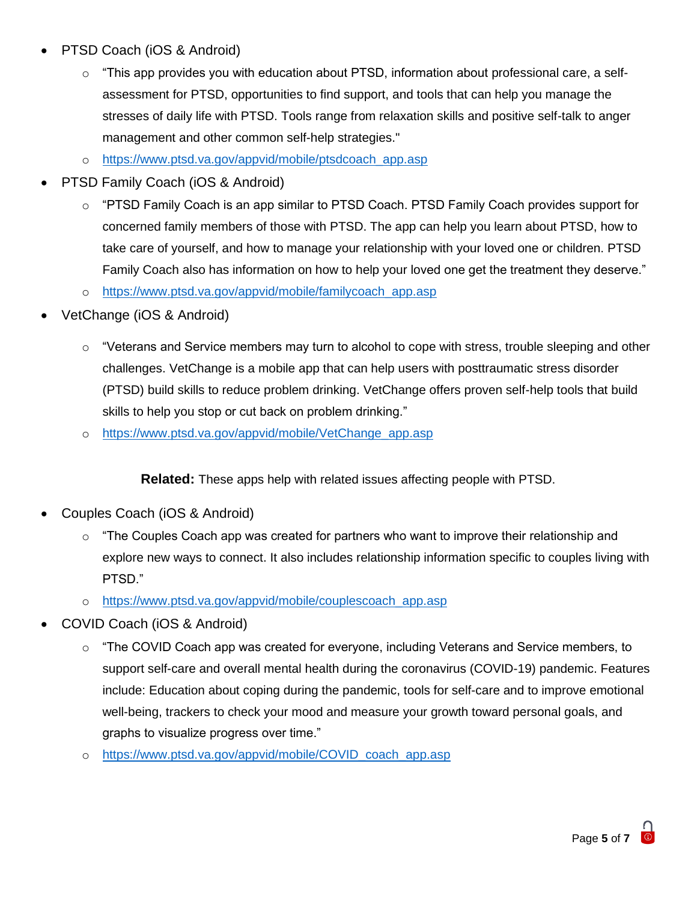- PTSD Coach (iOS & Android)
    - "This app provides you with education about PTSD, information about professional care, a self-assessment for PTSD, opportunities to find support, and tools that can help you manage the stresses of daily life with PTSD. Tools range from relaxation skills and positive self-talk to anger management and other common self-help strategies."
    - https://www.ptsd.va.gov/appvid/mobile/ptsdcoach_app.asp
- PTSD Family Coach (iOS & Android)
    - "PTSD Family Coach is an app similar to PTSD Coach. PTSD Family Coach provides support for concerned family members of those with PTSD. The app can help you learn about PTSD, how to take care of yourself, and how to manage your relationship with your loved one or children. PTSD Family Coach also has information on how to help your loved one get the treatment they deserve."
    - https://www.ptsd.va.gov/appvid/mobile/familycoach_app.asp
- VetChange (iOS & Android)
    - "Veterans and Service members may turn to alcohol to cope with stress, trouble sleeping and other challenges. VetChange is a mobile app that can help users with posttraumatic stress disorder (PTSD) build skills to reduce problem drinking. VetChange offers proven self-help tools that build skills to help you stop or cut back on problem drinking."
    - https://www.ptsd.va.gov/appvid/mobile/VetChange_app.asp

**Related:** These apps help with related issues affecting people with PTSD.

- Couples Coach (iOS & Android)
    - "The Couples Coach app was created for partners who want to improve their relationship and explore new ways to connect. It also includes relationship information specific to couples living with PTSD."
    - https://www.ptsd.va.gov/appvid/mobile/couplescoach_app.asp
- COVID Coach (iOS & Android)
    - "The COVID Coach app was created for everyone, including Veterans and Service members, to support self-care and overall mental health during the coronavirus (COVID-19) pandemic. Features include: Education about coping during the pandemic, tools for self-care and to improve emotional well-being, trackers to check your mood and measure your growth toward personal goals, and graphs to visualize progress over time."
    - https://www.ptsd.va.gov/appvid/mobile/COVID_coach_app.asp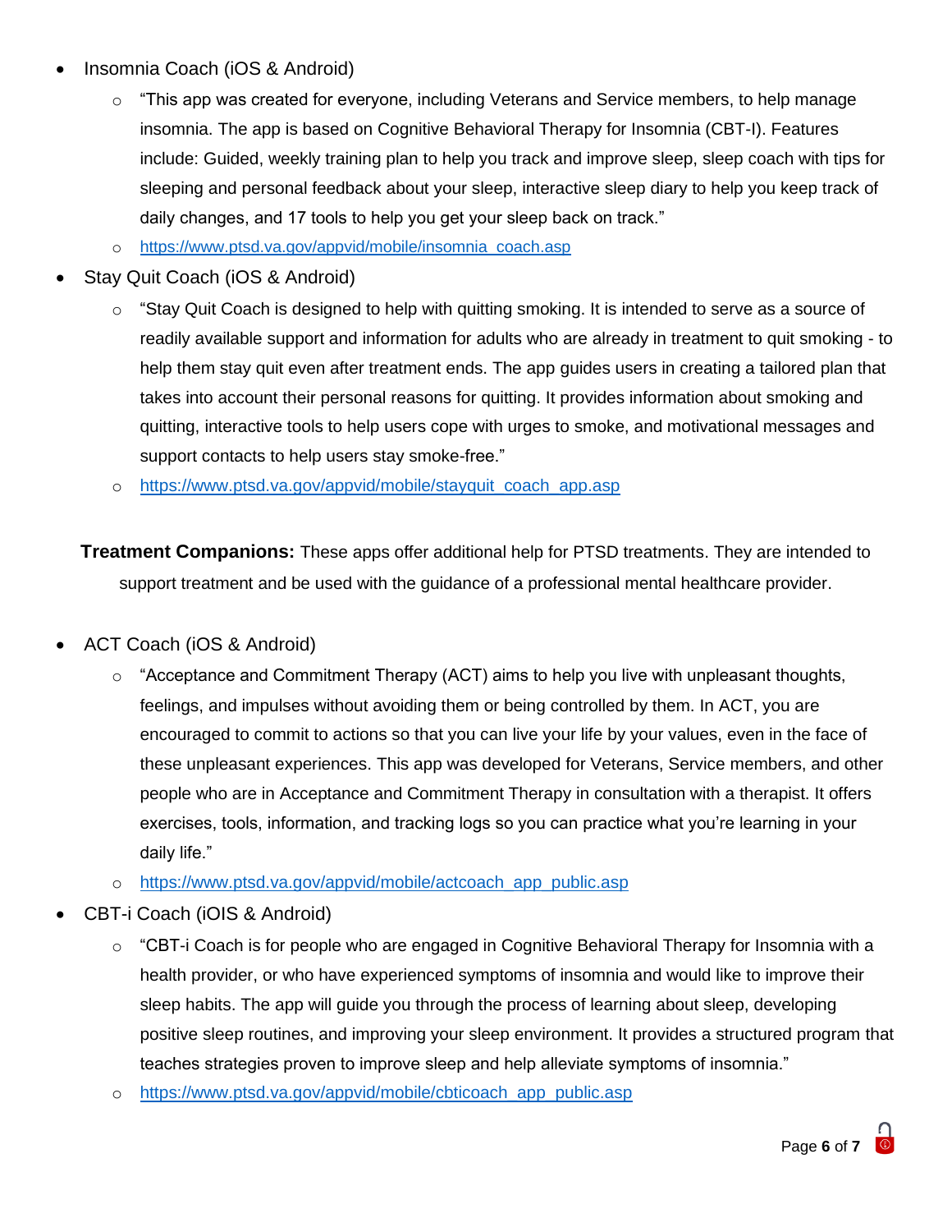- Insomnia Coach (iOS & Android)
  - "This app was created for everyone, including Veterans and Service members, to help manage insomnia. The app is based on Cognitive Behavioral Therapy for Insomnia (CBT-I). Features include: Guided, weekly training plan to help you track and improve sleep, sleep coach with tips for sleeping and personal feedback about your sleep, interactive sleep diary to help you keep track of daily changes, and 17 tools to help you get your sleep back on track."
  - https://www.ptsd.va.gov/appvid/mobile/insomnia_coach.asp
- Stay Quit Coach (iOS & Android)
  - "Stay Quit Coach is designed to help with quitting smoking. It is intended to serve as a source of readily available support and information for adults who are already in treatment to quit smoking - to help them stay quit even after treatment ends. The app guides users in creating a tailored plan that takes into account their personal reasons for quitting. It provides information about smoking and quitting, interactive tools to help users cope with urges to smoke, and motivational messages and support contacts to help users stay smoke-free."
  - https://www.ptsd.va.gov/appvid/mobile/stayquit_coach_app.asp

**Treatment Companions:** These apps offer additional help for PTSD treatments. They are intended to support treatment and be used with the guidance of a professional mental healthcare provider.

- ACT Coach (iOS & Android)
  - "Acceptance and Commitment Therapy (ACT) aims to help you live with unpleasant thoughts, feelings, and impulses without avoiding them or being controlled by them. In ACT, you are encouraged to commit to actions so that you can live your life by your values, even in the face of these unpleasant experiences. This app was developed for Veterans, Service members, and other people who are in Acceptance and Commitment Therapy in consultation with a therapist. It offers exercises, tools, information, and tracking logs so you can practice what you're learning in your daily life."
  - https://www.ptsd.va.gov/appvid/mobile/actcoach_app_public.asp
- CBT-i Coach (iOIS & Android)
  - "CBT-i Coach is for people who are engaged in Cognitive Behavioral Therapy for Insomnia with a health provider, or who have experienced symptoms of insomnia and would like to improve their sleep habits. The app will guide you through the process of learning about sleep, developing positive sleep routines, and improving your sleep environment. It provides a structured program that teaches strategies proven to improve sleep and help alleviate symptoms of insomnia."
  - https://www.ptsd.va.gov/appvid/mobile/cbticoach_app_public.asp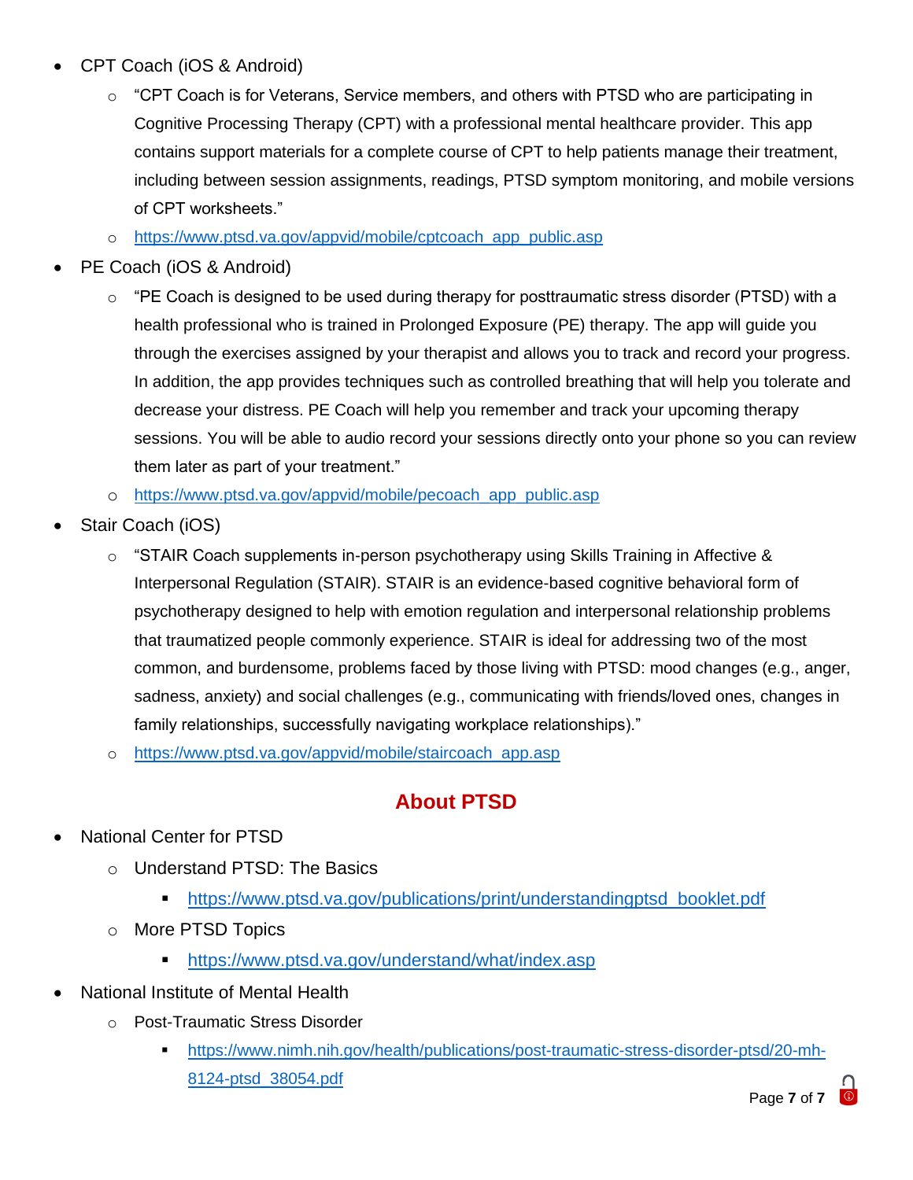- CPT Coach (iOS & Android)
  - "CPT Coach is for Veterans, Service members, and others with PTSD who are participating in Cognitive Processing Therapy (CPT) with a professional mental healthcare provider. This app contains support materials for a complete course of CPT to help patients manage their treatment, including between session assignments, readings, PTSD symptom monitoring, and mobile versions of CPT worksheets."
  - https://www.ptsd.va.gov/appvid/mobile/cptcoach_app_public.asp
- PE Coach (iOS & Android)
  - "PE Coach is designed to be used during therapy for posttraumatic stress disorder (PTSD) with a health professional who is trained in Prolonged Exposure (PE) therapy. The app will guide you through the exercises assigned by your therapist and allows you to track and record your progress. In addition, the app provides techniques such as controlled breathing that will help you tolerate and decrease your distress. PE Coach will help you remember and track your upcoming therapy sessions. You will be able to audio record your sessions directly onto your phone so you can review them later as part of your treatment."
  - https://www.ptsd.va.gov/appvid/mobile/pecoach_app_public.asp
- Stair Coach (iOS)
  - "STAIR Coach supplements in-person psychotherapy using Skills Training in Affective & Interpersonal Regulation (STAIR). STAIR is an evidence-based cognitive behavioral form of psychotherapy designed to help with emotion regulation and interpersonal relationship problems that traumatized people commonly experience. STAIR is ideal for addressing two of the most common, and burdensome, problems faced by those living with PTSD: mood changes (e.g., anger, sadness, anxiety) and social challenges (e.g., communicating with friends/loved ones, changes in family relationships, successfully navigating workplace relationships)."
  - https://www.ptsd.va.gov/appvid/mobile/staircoach_app.asp

## About PTSD

- National Center for PTSD
  - Understand PTSD: The Basics
    - https://www.ptsd.va.gov/publications/print/understandingptsd_booklet.pdf
  - More PTSD Topics
    - https://www.ptsd.va.gov/understand/what/index.asp
- National Institute of Mental Health
  - Post-Traumatic Stress Disorder
    - https://www.nimh.nih.gov/health/publications/post-traumatic-stress-disorder-ptsd/20-mh-8124-ptsd_38054.pdf